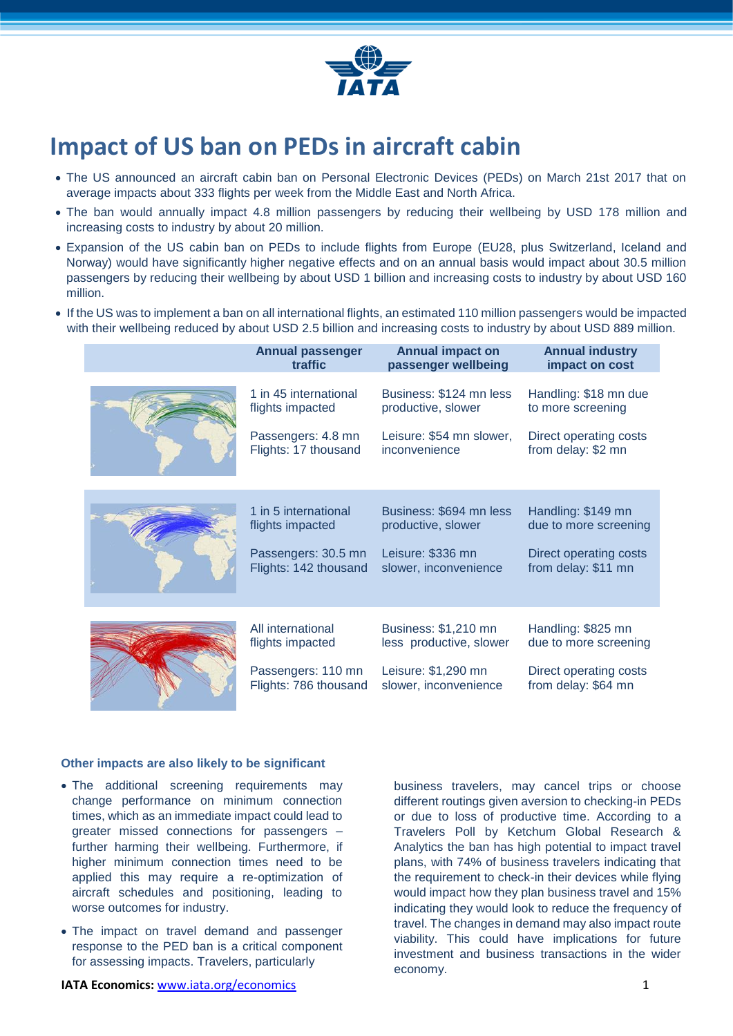# Impact of US ban on PEDs in aircraft cabin

- The US announced an aircraft cabin ban on Personal Electronic Devices (PEDs) on March 21st 2017 that on average impacts about 333 flights per week from the Middle East and North Africa.
- The ban would annually impact 4.8 million passengers by reducing their wellbeing by USD 178 million and increasing costs to industry by about 20 million.
- Expansion of the US cabin ban on PEDs to include flights from Europe (EU28, plus Switzerland, Iceland and Norway) would have significantly higher negative effects and on an annual basis would impact about 30.5 million passengers by reducing their wellbeing by about USD 1 billion and increasing costs to industry by about USD 160 million.
- If the US was to implement a ban on all international flights, an estimated 110 million passengers would be impacted with their wellbeing reduced by about USD 2.5 billion and increasing costs to industry by about USD 889 million.

| | Annual passenger traffic | Annual impact on passenger wellbeing | Annual industry impact on cost |
|---|---|---|---|
| | 1 in 45 international flights impacted<br>Passengers: 4.8 mn<br>Flights: 17 thousand | Business: $124 mn less productive, slower<br>Leisure: $54 mn slower, inconvenience | Handling: $18 mn due to more screening<br>Direct operating costs from delay: $2 mn |
| | 1 in 5 international flights impacted<br>Passengers: 30.5 mn<br>Flights: 142 thousand | Business: $694 mn less productive, slower<br>Leisure: $336 mn slower, inconvenience | Handling: $149 mn due to more screening<br>Direct operating costs from delay: $11 mn |
| | All international flights impacted<br>Passengers: 110 mn<br>Flights: 786 thousand | Business: $1,210 mn less productive, slower<br>Leisure: $1,290 mn slower, inconvenience | Handling: $825 mn due to more screening<br>Direct operating costs from delay: $64 mn |

### Other impacts are also likely to be significant

- The additional screening requirements may change performance on minimum connection times, which as an immediate impact could lead to greater missed connections for passengers – further harming their wellbeing. Furthermore, if higher minimum connection times need to be applied this may require a re-optimization of aircraft schedules and positioning, leading to worse outcomes for industry.
- The impact on travel demand and passenger response to the PED ban is a critical component for assessing impacts. Travelers, particularly business travelers, may cancel trips or choose different routings given aversion to checking-in PEDs or due to loss of productive time. According to a Travelers Poll by Ketchum Global Research & Analytics the ban has high potential to impact travel plans, with 74% of business travelers indicating that the requirement to check-in their devices while flying would impact how they plan business travel and 15% indicating they would look to reduce the frequency of travel. The changes in demand may also impact route viability. This could have implications for future investment and business transactions in the wider economy.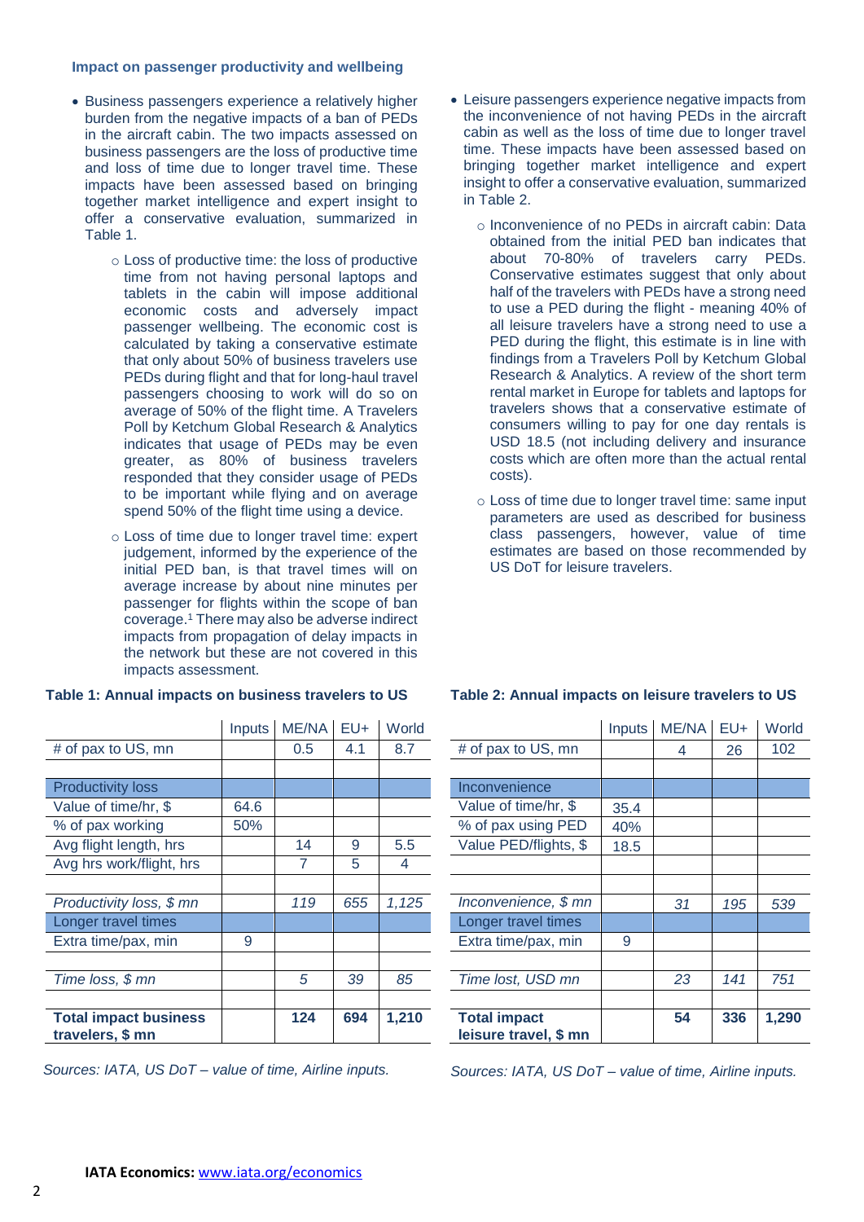### Impact on passenger productivity and wellbeing

- Business passengers experience a relatively higher burden from the negative impacts of a ban of PEDs in the aircraft cabin. The two impacts assessed on business passengers are the loss of productive time and loss of time due to longer travel time. These impacts have been assessed based on bringing together market intelligence and expert insight to offer a conservative evaluation, summarized in Table 1.
  - Loss of productive time: the loss of productive time from not having personal laptops and tablets in the cabin will impose additional economic costs and adversely impact passenger wellbeing. The economic cost is calculated by taking a conservative estimate that only about 50% of business travelers use PEDs during flight and that for long-haul travel passengers choosing to work will do so on average of 50% of the flight time. A Travelers Poll by Ketchum Global Research & Analytics indicates that usage of PEDs may be even greater, as 80% of business travelers responded that they consider usage of PEDs to be important while flying and on average spend 50% of the flight time using a device.
  - Loss of time due to longer travel time: expert judgement, informed by the experience of the initial PED ban, is that travel times will on average increase by about nine minutes per passenger for flights within the scope of ban coverage.[1] There may also be adverse indirect impacts from propagation of delay impacts in the network but these are not covered in this impacts assessment.

**Table 1: Annual impacts on business travelers to US**

| | Inputs | ME/NA | EU+ | World |
|---|---|---|---|---|
| # of pax to US, mn | | 0.5 | 4.1 | 8.7 |
| | | | | |
| Productivity loss | | | | |
| Value of time/hr, $ | 64.6 | | | |
| % of pax working | 50% | | | |
| Avg flight length, hrs | | 14 | 9 | 5.5 |
| Avg hrs work/flight, hrs | | 7 | 5 | 4 |
| | | | | |
| *Productivity loss, $ mn* | | *119* | *655* | *1,125* |
| Longer travel times | | | | |
| Extra time/pax, min | 9 | | | |
| | | | | |
| *Time loss, $ mn* | | *5* | *39* | *85* |
| | | | | |
| **Total impact business travelers, $ mn** | | **124** | **694** | **1,210** |

*Sources: IATA, US DoT – value of time, Airline inputs.*

- Leisure passengers experience negative impacts from the inconvenience of not having PEDs in the aircraft cabin as well as the loss of time due to longer travel time. These impacts have been assessed based on bringing together market intelligence and expert insight to offer a conservative evaluation, summarized in Table 2.
  - Inconvenience of no PEDs in aircraft cabin: Data obtained from the initial PED ban indicates that about 70-80% of travelers carry PEDs. Conservative estimates suggest that only about half of the travelers with PEDs have a strong need to use a PED during the flight - meaning 40% of all leisure travelers have a strong need to use a PED during the flight, this estimate is in line with findings from a Travelers Poll by Ketchum Global Research & Analytics. A review of the short term rental market in Europe for tablets and laptops for travelers shows that a conservative estimate of consumers willing to pay for one day rentals is USD 18.5 (not including delivery and insurance costs which are often more than the actual rental costs).
  - Loss of time due to longer travel time: same input parameters are used as described for business class passengers, however, value of time estimates are based on those recommended by US DoT for leisure travelers.

**Table 2: Annual impacts on leisure travelers to US**

| | Inputs | ME/NA | EU+ | World |
|---|---|---|---|---|
| # of pax to US, mn | | 4 | 26 | 102 |
| | | | | |
| Inconvenience | | | | |
| Value of time/hr, $ | 35.4 | | | |
| % of pax using PED | 40% | | | |
| Value PED/flights, $ | 18.5 | | | |
| | | | | |
| *Inconvenience, $ mn* | | *31* | *195* | *539* |
| Longer travel times | | | | |
| Extra time/pax, min | 9 | | | |
| | | | | |
| *Time lost, USD mn* | | *23* | *141* | *751* |
| | | | | |
| **Total impact leisure travel, $ mn** | | **54** | **336** | **1,290** |

*Sources: IATA, US DoT – value of time, Airline inputs.*

**IATA Economics:** www.iata.org/economics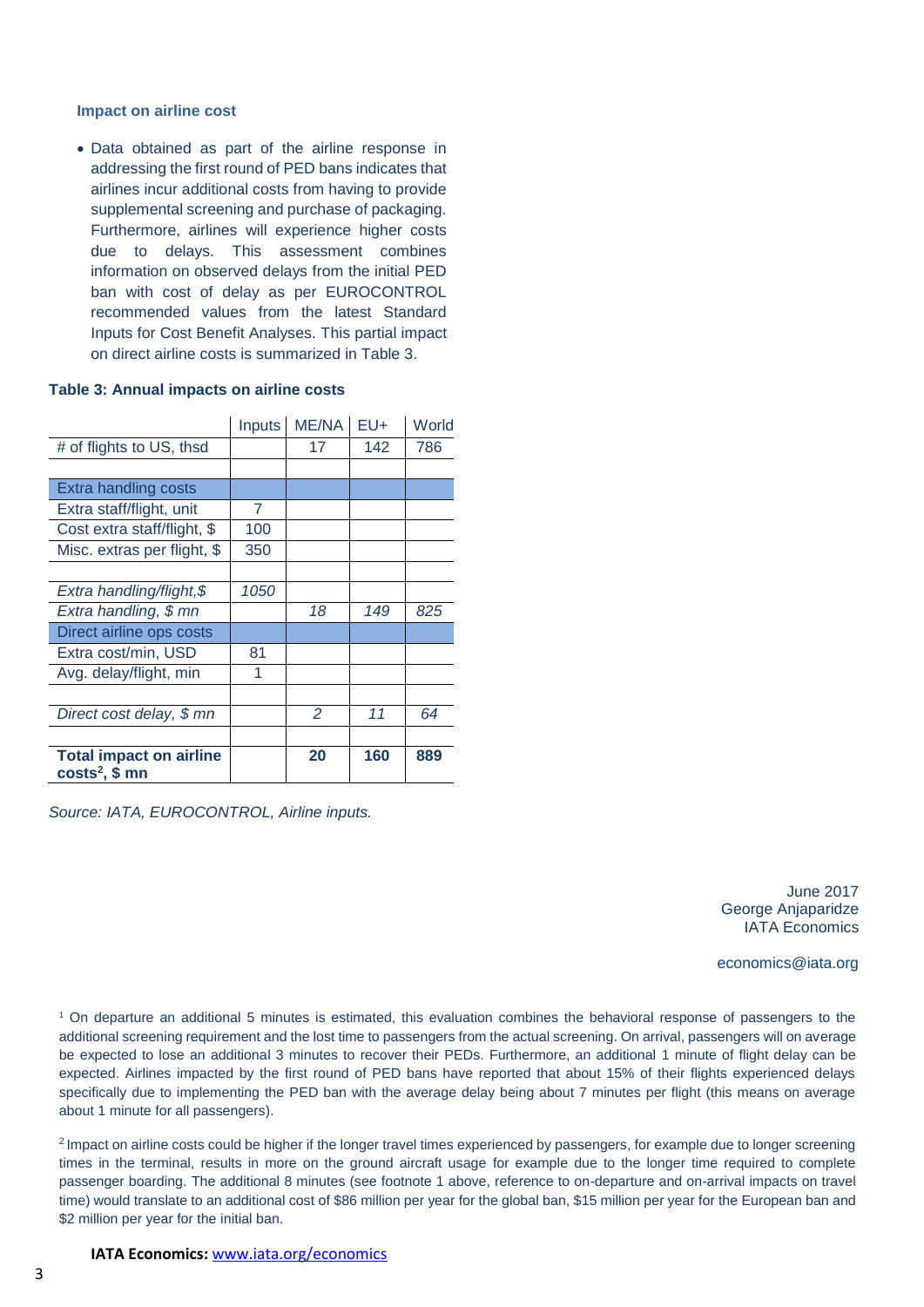### Impact on airline cost

- Data obtained as part of the airline response in addressing the first round of PED bans indicates that airlines incur additional costs from having to provide supplemental screening and purchase of packaging. Furthermore, airlines will experience higher costs due to delays. This assessment combines information on observed delays from the initial PED ban with cost of delay as per EUROCONTROL recommended values from the latest Standard Inputs for Cost Benefit Analyses. This partial impact on direct airline costs is summarized in Table 3.

**Table 3: Annual impacts on airline costs**

| | Inputs | ME/NA | EU+ | World |
|---|---|---|---|---|
| # of flights to US, thsd | | 17 | 142 | 786 |
| | | | | |
| Extra handling costs | | | | |
| Extra staff/flight, unit | 7 | | | |
| Cost extra staff/flight, $ | 100 | | | |
| Misc. extras per flight, $ | 350 | | | |
| | | | | |
| *Extra handling/flight,$* | *1050* | | | |
| *Extra handling, $ mn* | | *18* | *149* | *825* |
| Direct airline ops costs | | | | |
| Extra cost/min, USD | 81 | | | |
| Avg. delay/flight, min | 1 | | | |
| | | | | |
| *Direct cost delay, $ mn* | | *2* | *11* | *64* |
| | | | | |
| **Total impact on airline costs[2], $ mn** | | **20** | **160** | **889** |

*Source: IATA, EUROCONTROL, Airline inputs.*

June 2017
George Anjaparidze
IATA Economics

economics@iata.org

[1] On departure an additional 5 minutes is estimated, this evaluation combines the behavioral response of passengers to the additional screening requirement and the lost time to passengers from the actual screening. On arrival, passengers will on average be expected to lose an additional 3 minutes to recover their PEDs. Furthermore, an additional 1 minute of flight delay can be expected. Airlines impacted by the first round of PED bans have reported that about 15% of their flights experienced delays specifically due to implementing the PED ban with the average delay being about 7 minutes per flight (this means on average about 1 minute for all passengers).

[2] Impact on airline costs could be higher if the longer travel times experienced by passengers, for example due to longer screening times in the terminal, results in more on the ground aircraft usage for example due to the longer time required to complete passenger boarding. The additional 8 minutes (see footnote 1 above, reference to on-departure and on-arrival impacts on travel time) would translate to an additional cost of $86 million per year for the global ban, $15 million per year for the European ban and $2 million per year for the initial ban.

**IATA Economics:** www.iata.org/economics